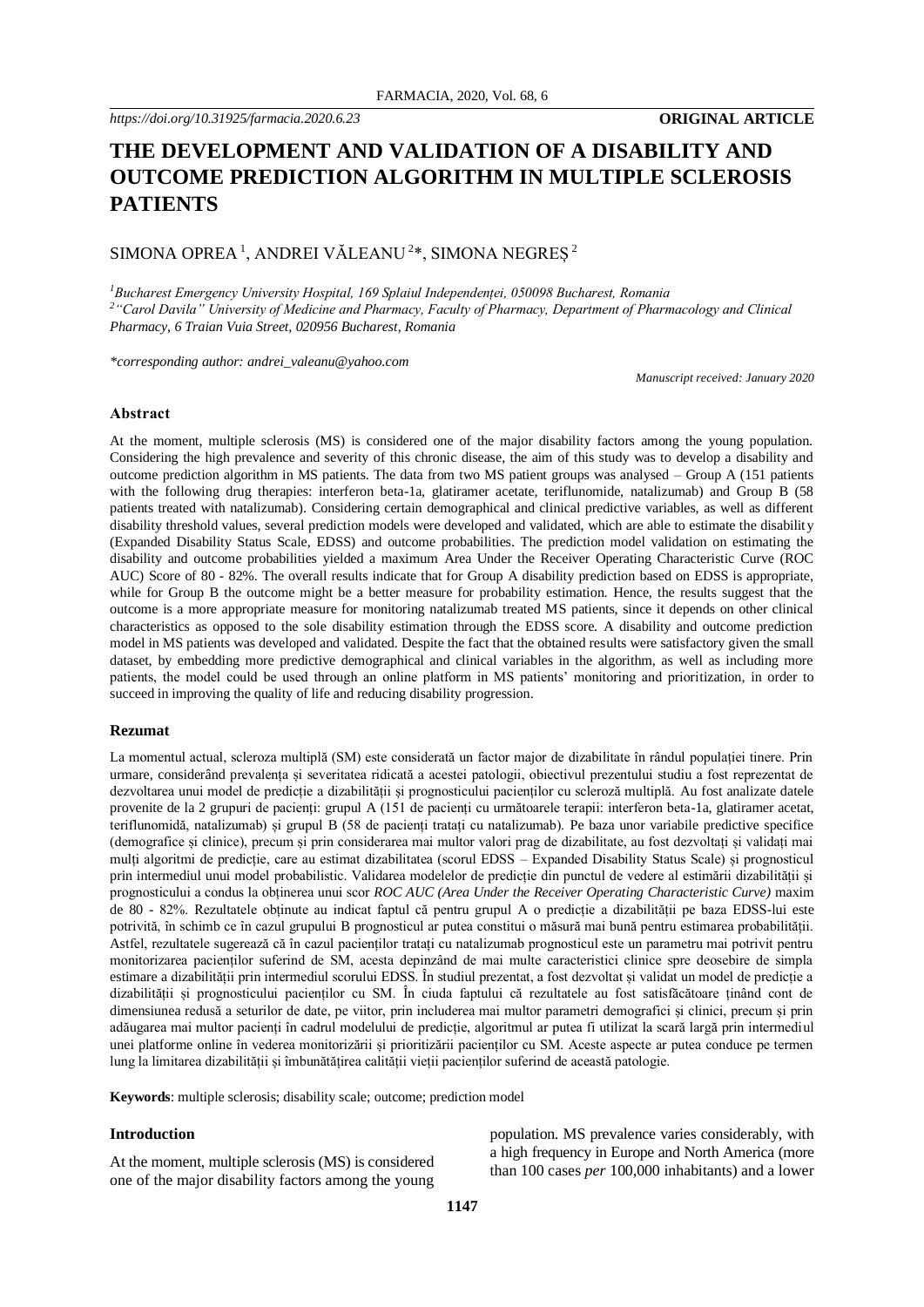*https://doi.org/10.31925/farmacia.2020.6.23* **ORIGINAL ARTICLE**

# THE DEVELOPMENT AND VALIDATION OF A DISABILITY AND OUTCOME PREDICTION ALGORITHM IN MULTIPLE SCLEROSIS PATIENTS

SIMONA OPREA [1], ANDREI VĂLEANU [2]*, SIMONA NEGREȘ [2]

[1]*Bucharest Emergency University Hospital, 169 Splaiul Independenței, 050098 Bucharest, Romania*
[2]*"Carol Davila" University of Medicine and Pharmacy, Faculty of Pharmacy, Department of Pharmacology and Clinical Pharmacy, 6 Traian Vuia Street, 020956 Bucharest, Romania*

*\*corresponding author: andrei_valeanu@yahoo.com*

*Manuscript received: January 2020*

## Abstract

At the moment, multiple sclerosis (MS) is considered one of the major disability factors among the young population. Considering the high prevalence and severity of this chronic disease, the aim of this study was to develop a disability and outcome prediction algorithm in MS patients. The data from two MS patient groups was analysed – Group A (151 patients with the following drug therapies: interferon beta-1a, glatiramer acetate, teriflunomide, natalizumab) and Group B (58 patients treated with natalizumab). Considering certain demographical and clinical predictive variables, as well as different disability threshold values, several prediction models were developed and validated, which are able to estimate the disability (Expanded Disability Status Scale, EDSS) and outcome probabilities. The prediction model validation on estimating the disability and outcome probabilities yielded a maximum Area Under the Receiver Operating Characteristic Curve (ROC AUC) Score of 80 - 82%. The overall results indicate that for Group A disability prediction based on EDSS is appropriate, while for Group B the outcome might be a better measure for probability estimation. Hence, the results suggest that the outcome is a more appropriate measure for monitoring natalizumab treated MS patients, since it depends on other clinical characteristics as opposed to the sole disability estimation through the EDSS score. A disability and outcome prediction model in MS patients was developed and validated. Despite the fact that the obtained results were satisfactory given the small dataset, by embedding more predictive demographical and clinical variables in the algorithm, as well as including more patients, the model could be used through an online platform in MS patients' monitoring and prioritization, in order to succeed in improving the quality of life and reducing disability progression.

## Rezumat

La momentul actual, scleroza multiplă (SM) este considerată un factor major de dizabilitate în rândul populației tinere. Prin urmare, considerând prevalența și severitatea ridicată a acestei patologii, obiectivul prezentului studiu a fost reprezentat de dezvoltarea unui model de predicție a dizabilității și prognosticului pacienților cu scleroză multiplă. Au fost analizate datele provenite de la 2 grupuri de pacienți: grupul A (151 de pacienți cu următoarele terapii: interferon beta-1a, glatiramer acetat, teriflunomidă, natalizumab) și grupul B (58 de pacienți tratați cu natalizumab). Pe baza unor variabile predictive specifice (demografice și clinice), precum și prin considerarea mai multor valori prag de dizabilitate, au fost dezvoltați și validați mai mulți algoritmi de predicție, care au estimat dizabilitatea (scorul EDSS – Expanded Disability Status Scale) și prognosticul prin intermediul unui model probabilistic. Validarea modelelor de predicție din punctul de vedere al estimării dizabilității și prognosticului a condus la obținerea unui scor *ROC AUC (Area Under the Receiver Operating Characteristic Curve)* maxim de 80 - 82%. Rezultatele obținute au indicat faptul că pentru grupul A o predicție a dizabilității pe baza EDSS-lui este potrivită, în schimb ce în cazul grupului B prognosticul ar putea constitui o măsură mai bună pentru estimarea probabilității. Astfel, rezultatele sugerează că în cazul pacienților tratați cu natalizumab prognosticul este un parametru mai potrivit pentru monitorizarea pacienților suferind de SM, acesta depinzând de mai multe caracteristici clinice spre deosebire de simpla estimare a dizabilității prin intermediul scorului EDSS. În studiul prezentat, a fost dezvoltat și validat un model de predicție a dizabilității și prognosticului pacienților cu SM. În ciuda faptului că rezultatele au fost satisfăcătoare ținând cont de dimensiunea redusă a seturilor de date, pe viitor, prin includerea mai multor parametri demografici și clinici, precum și prin adăugarea mai multor pacienți în cadrul modelului de predicție, algoritmul ar putea fi utilizat la scară largă prin intermediul unei platforme online în vederea monitorizării și prioritizării pacienților cu SM. Aceste aspecte ar putea conduce pe termen lung la limitarea dizabilității și îmbunătățirea calității vieții pacienților suferind de această patologie.

**Keywords**: multiple sclerosis; disability scale; outcome; prediction model

## Introduction

At the moment, multiple sclerosis (MS) is considered one of the major disability factors among the young population. MS prevalence varies considerably, with a high frequency in Europe and North America (more than 100 cases *per* 100,000 inhabitants) and a lower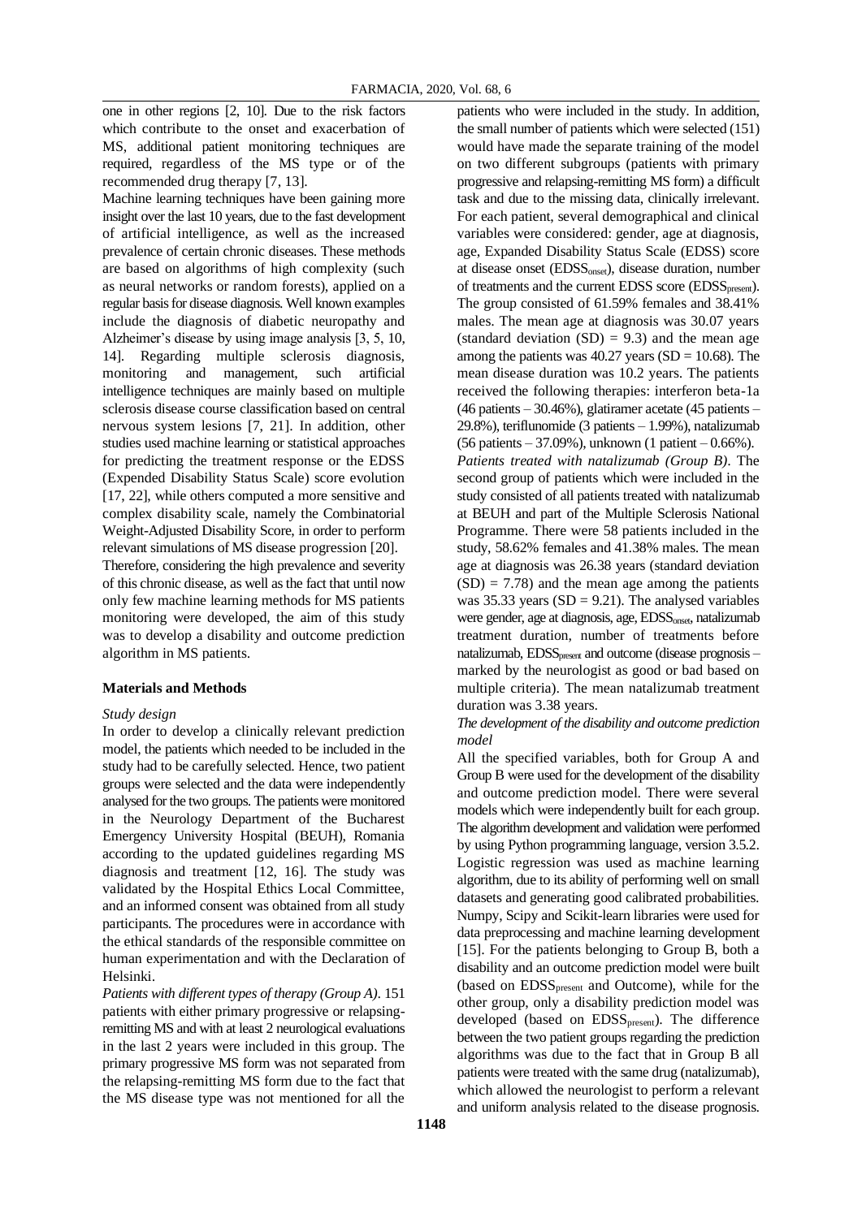one in other regions [2, 10]. Due to the risk factors which contribute to the onset and exacerbation of MS, additional patient monitoring techniques are required, regardless of the MS type or of the recommended drug therapy [7, 13].

Machine learning techniques have been gaining more insight over the last 10 years, due to the fast development of artificial intelligence, as well as the increased prevalence of certain chronic diseases. These methods are based on algorithms of high complexity (such as neural networks or random forests), applied on a regular basis for disease diagnosis. Well known examples include the diagnosis of diabetic neuropathy and Alzheimer's disease by using image analysis [3, 5, 10, 14]. Regarding multiple sclerosis diagnosis, monitoring and management, such artificial intelligence techniques are mainly based on multiple sclerosis disease course classification based on central nervous system lesions [7, 21]. In addition, other studies used machine learning or statistical approaches for predicting the treatment response or the EDSS (Expended Disability Status Scale) score evolution [17, 22], while others computed a more sensitive and complex disability scale, namely the Combinatorial Weight-Adjusted Disability Score, in order to perform relevant simulations of MS disease progression [20].

Therefore, considering the high prevalence and severity of this chronic disease, as well as the fact that until now only few machine learning methods for MS patients monitoring were developed, the aim of this study was to develop a disability and outcome prediction algorithm in MS patients.

## Materials and Methods

### *Study design*

In order to develop a clinically relevant prediction model, the patients which needed to be included in the study had to be carefully selected. Hence, two patient groups were selected and the data were independently analysed for the two groups. The patients were monitored in the Neurology Department of the Bucharest Emergency University Hospital (BEUH), Romania according to the updated guidelines regarding MS diagnosis and treatment [12, 16]. The study was validated by the Hospital Ethics Local Committee, and an informed consent was obtained from all study participants. The procedures were in accordance with the ethical standards of the responsible committee on human experimentation and with the Declaration of Helsinki.

*Patients with different types of therapy (Group A).* 151 patients with either primary progressive or relapsing-remitting MS and with at least 2 neurological evaluations in the last 2 years were included in this group. The primary progressive MS form was not separated from the relapsing-remitting MS form due to the fact that the MS disease type was not mentioned for all the patients who were included in the study. In addition, the small number of patients which were selected (151) would have made the separate training of the model on two different subgroups (patients with primary progressive and relapsing-remitting MS form) a difficult task and due to the missing data, clinically irrelevant. For each patient, several demographical and clinical variables were considered: gender, age at diagnosis, age, Expanded Disability Status Scale (EDSS) score at disease onset ($EDSS_{onset}$), disease duration, number of treatments and the current EDSS score ($EDSS_{present}$). The group consisted of 61.59% females and 38.41% males. The mean age at diagnosis was 30.07 years (standard deviation (SD) = 9.3) and the mean age among the patients was 40.27 years (SD = 10.68). The mean disease duration was 10.2 years. The patients received the following therapies: interferon beta-1a (46 patients – 30.46%), glatiramer acetate (45 patients – 29.8%), teriflunomide (3 patients – 1.99%), natalizumab (56 patients – 37.09%), unknown (1 patient – 0.66%).

*Patients treated with natalizumab (Group B).* The second group of patients which were included in the study consisted of all patients treated with natalizumab at BEUH and part of the Multiple Sclerosis National Programme. There were 58 patients included in the study, 58.62% females and 41.38% males. The mean age at diagnosis was 26.38 years (standard deviation (SD) = 7.78) and the mean age among the patients was 35.33 years (SD = 9.21). The analysed variables were gender, age at diagnosis, age, $EDSS_{onset}$, natalizumab treatment duration, number of treatments before natalizumab, $EDSS_{present}$ and outcome (disease prognosis – marked by the neurologist as good or bad based on multiple criteria). The mean natalizumab treatment duration was 3.38 years.

### *The development of the disability and outcome prediction model*

All the specified variables, both for Group A and Group B were used for the development of the disability and outcome prediction model. There were several models which were independently built for each group. The algorithm development and validation were performed by using Python programming language, version 3.5.2. Logistic regression was used as machine learning algorithm, due to its ability of performing well on small datasets and generating good calibrated probabilities. Numpy, Scipy and Scikit-learn libraries were used for data preprocessing and machine learning development [15]. For the patients belonging to Group B, both a disability and an outcome prediction model were built (based on $EDSS_{present}$ and Outcome), while for the other group, only a disability prediction model was developed (based on $EDSS_{present}$). The difference between the two patient groups regarding the prediction algorithms was due to the fact that in Group B all patients were treated with the same drug (natalizumab), which allowed the neurologist to perform a relevant and uniform analysis related to the disease prognosis.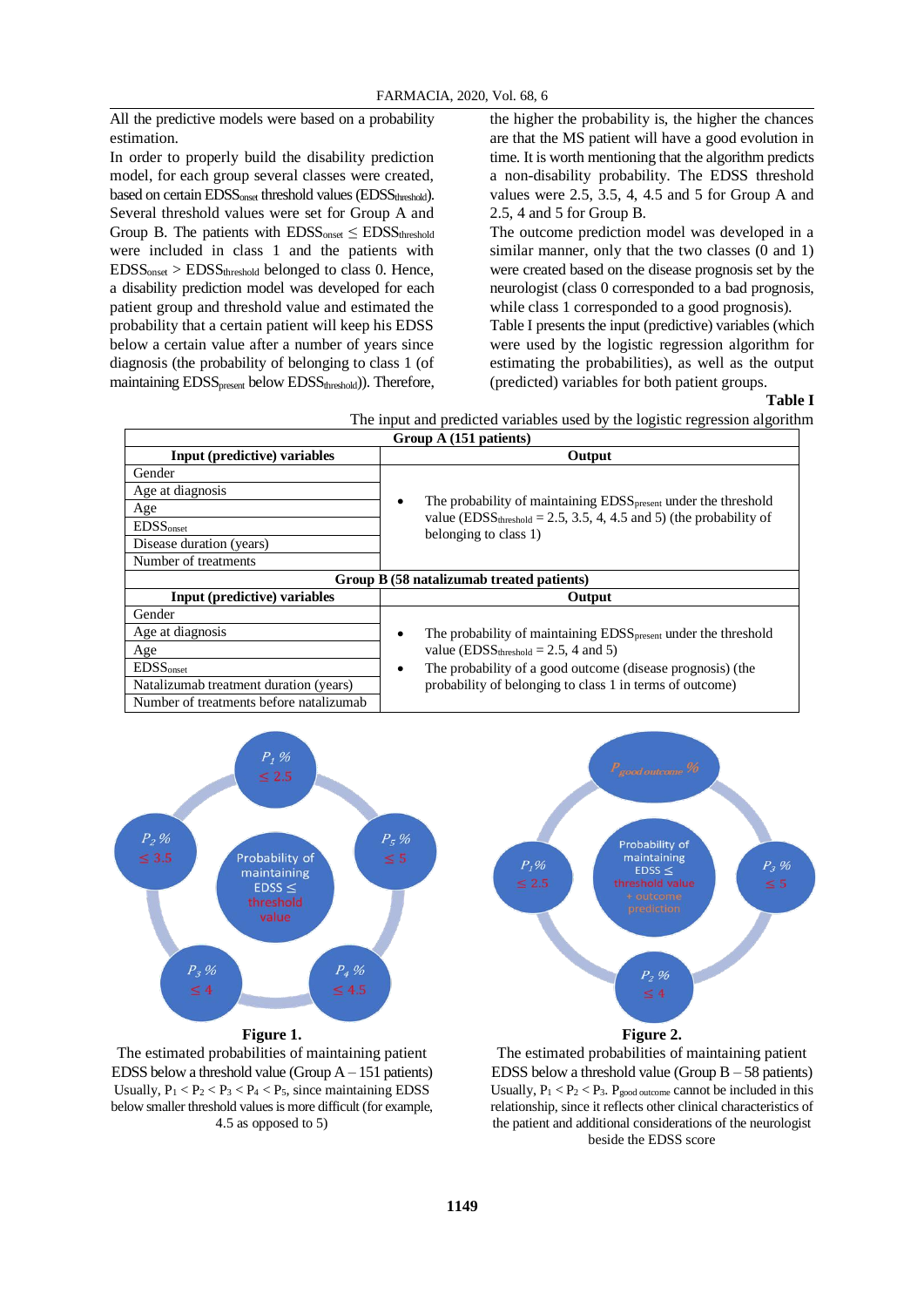All the predictive models were based on a probability estimation.

In order to properly build the disability prediction model, for each group several classes were created, based on certain $EDSS_{onset}$ threshold values ($EDSS_{threshold}$). Several threshold values were set for Group A and Group B. The patients with $EDSS_{onset} \leq EDSS_{threshold}$ were included in class 1 and the patients with $EDSS_{onset} > EDSS_{threshold}$ belonged to class 0. Hence, a disability prediction model was developed for each patient group and threshold value and estimated the probability that a certain patient will keep his EDSS below a certain value after a number of years since diagnosis (the probability of belonging to class 1 (of maintaining $EDSS_{present}$ below $EDSS_{threshold}$)). Therefore, the higher the probability is, the higher the chances are that the MS patient will have a good evolution in time. It is worth mentioning that the algorithm predicts a non-disability probability. The EDSS threshold values were 2.5, 3.5, 4, 4.5 and 5 for Group A and 2.5, 4 and 5 for Group B.

The outcome prediction model was developed in a similar manner, only that the two classes (0 and 1) were created based on the disease prognosis set by the neurologist (class 0 corresponded to a bad prognosis, while class 1 corresponded to a good prognosis).

Table I presents the input (predictive) variables (which were used by the logistic regression algorithm for estimating the probabilities), as well as the output (predicted) variables for both patient groups.

**Table I**

The input and predicted variables used by the logistic regression algorithm

| **Group A (151 patients)** | |
|---|---|
| **Input (predictive) variables** | **Output** |
| Gender | • The probability of maintaining $EDSS_{present}$ under the threshold value ($EDSS_{threshold}$ = 2.5, 3.5, 4, 4.5 and 5) (the probability of belonging to class 1) |
| Age at diagnosis | |
| Age | |
| $EDSS_{onset}$ | |
| Disease duration (years) | |
| Number of treatments | |
| **Group B (58 natalizumab treated patients)** | |
| **Input (predictive) variables** | **Output** |
| Gender | • The probability of maintaining $EDSS_{present}$ under the threshold value ($EDSS_{threshold}$ = 2.5, 4 and 5)<br>• The probability of a good outcome (disease prognosis) (the probability of belonging to class 1 in terms of outcome) |
| Age at diagnosis | |
| Age | |
| $EDSS_{onset}$ | |
| Natalizumab treatment duration (years) | |
| Number of treatments before natalizumab | |

**Figure 1.**

The estimated probabilities of maintaining patient EDSS below a threshold value (Group A – 151 patients)

Usually, $P_1 < P_2 < P_3 < P_4 < P_5$, since maintaining EDSS below smaller threshold values is more difficult (for example, 4.5 as opposed to 5)

**Figure 2.**

The estimated probabilities of maintaining patient EDSS below a threshold value (Group B – 58 patients)

Usually, $P_1 < P_2 < P_3$. $P_{good\ outcome}$ cannot be included in this relationship, since it reflects other clinical characteristics of the patient and additional considerations of the neurologist beside the EDSS score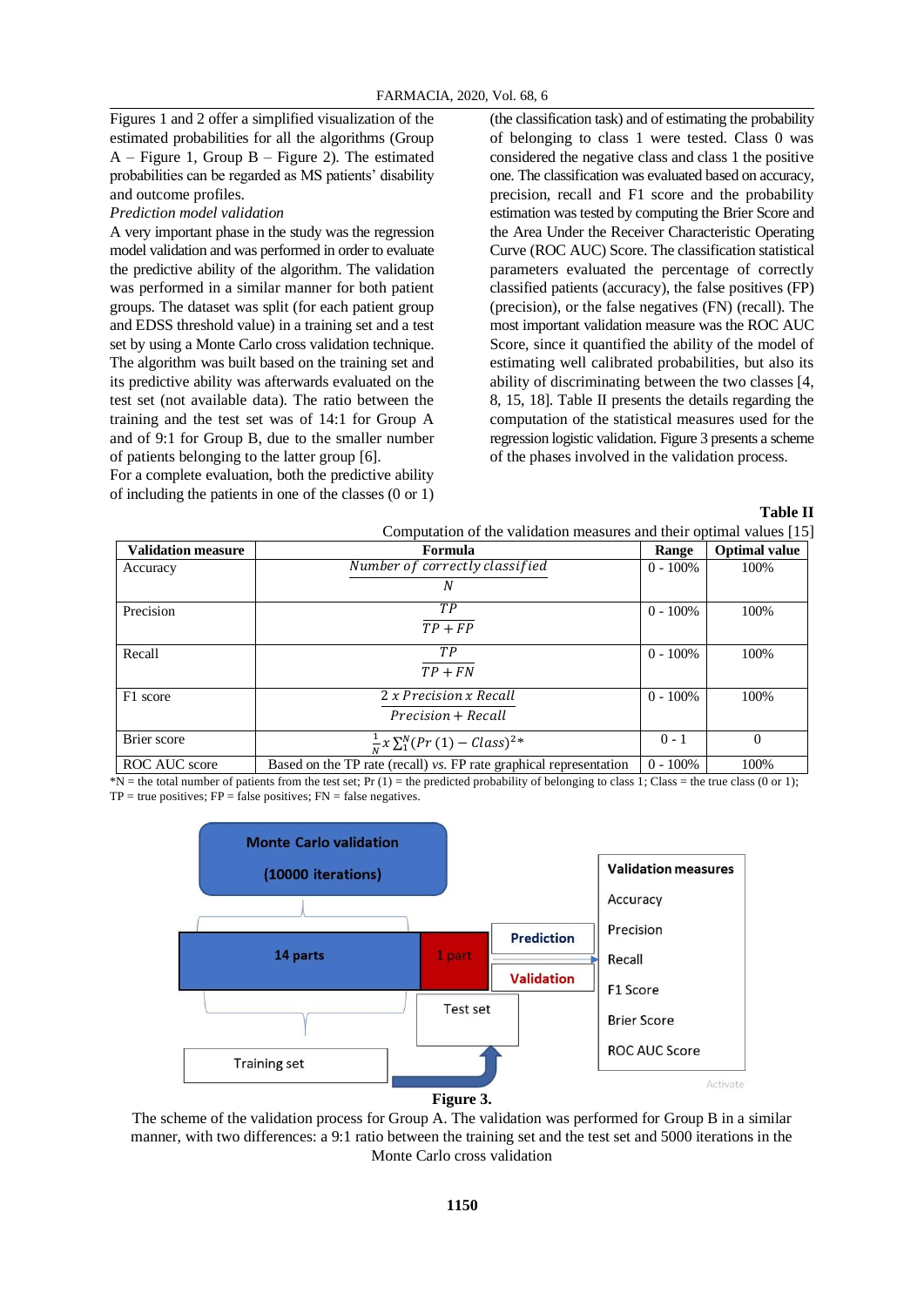Figures 1 and 2 offer a simplified visualization of the estimated probabilities for all the algorithms (Group A – Figure 1, Group B – Figure 2). The estimated probabilities can be regarded as MS patients' disability and outcome profiles.

*Prediction model validation*

A very important phase in the study was the regression model validation and was performed in order to evaluate the predictive ability of the algorithm. The validation was performed in a similar manner for both patient groups. The dataset was split (for each patient group and EDSS threshold value) in a training set and a test set by using a Monte Carlo cross validation technique. The algorithm was built based on the training set and its predictive ability was afterwards evaluated on the test set (not available data). The ratio between the training and the test set was of 14:1 for Group A and of 9:1 for Group B, due to the smaller number of patients belonging to the latter group [6].

For a complete evaluation, both the predictive ability of including the patients in one of the classes (0 or 1) (the classification task) and of estimating the probability of belonging to class 1 were tested. Class 0 was considered the negative class and class 1 the positive one. The classification was evaluated based on accuracy, precision, recall and F1 score and the probability estimation was tested by computing the Brier Score and the Area Under the Receiver Characteristic Operating Curve (ROC AUC) Score. The classification statistical parameters evaluated the percentage of correctly classified patients (accuracy), the false positives (FP) (precision), or the false negatives (FN) (recall). The most important validation measure was the ROC AUC Score, since it quantified the ability of the model of estimating well calibrated probabilities, but also its ability of discriminating between the two classes [4, 8, 15, 18]. Table II presents the details regarding the computation of the statistical measures used for the regression logistic validation. Figure 3 presents a scheme of the phases involved in the validation process.

**Table II**

Computation of the validation measures and their optimal values [15]

| Validation measure | Formula | Range | Optimal value |
|---|---|---|---|
| Accuracy | $\frac{Number\ of\ correctly\ classified}{N}$ | 0 - 100% | 100% |
| Precision | $\frac{TP}{TP + FP}$ | 0 - 100% | 100% |
| Recall | $\frac{TP}{TP + FN}$ | 0 - 100% | 100% |
| F1 score | $\frac{2\ x\ Precision\ x\ Recall}{Precision + Recall}$ | 0 - 100% | 100% |
| Brier score | $\frac{1}{N} x \sum_1^N (Pr\ (1) - Class)^2$* | 0 - 1 | 0 |
| ROC AUC score | Based on the TP rate (recall) *vs.* FP rate graphical representation | 0 - 100% | 100% |

*N = the total number of patients from the test set; Pr (1) = the predicted probability of belonging to class 1; Class = the true class (0 or 1); TP = true positives; FP = false positives; FN = false negatives.

**Figure 3.**

The scheme of the validation process for Group A. The validation was performed for Group B in a similar manner, with two differences: a 9:1 ratio between the training set and the test set and 5000 iterations in the Monte Carlo cross validation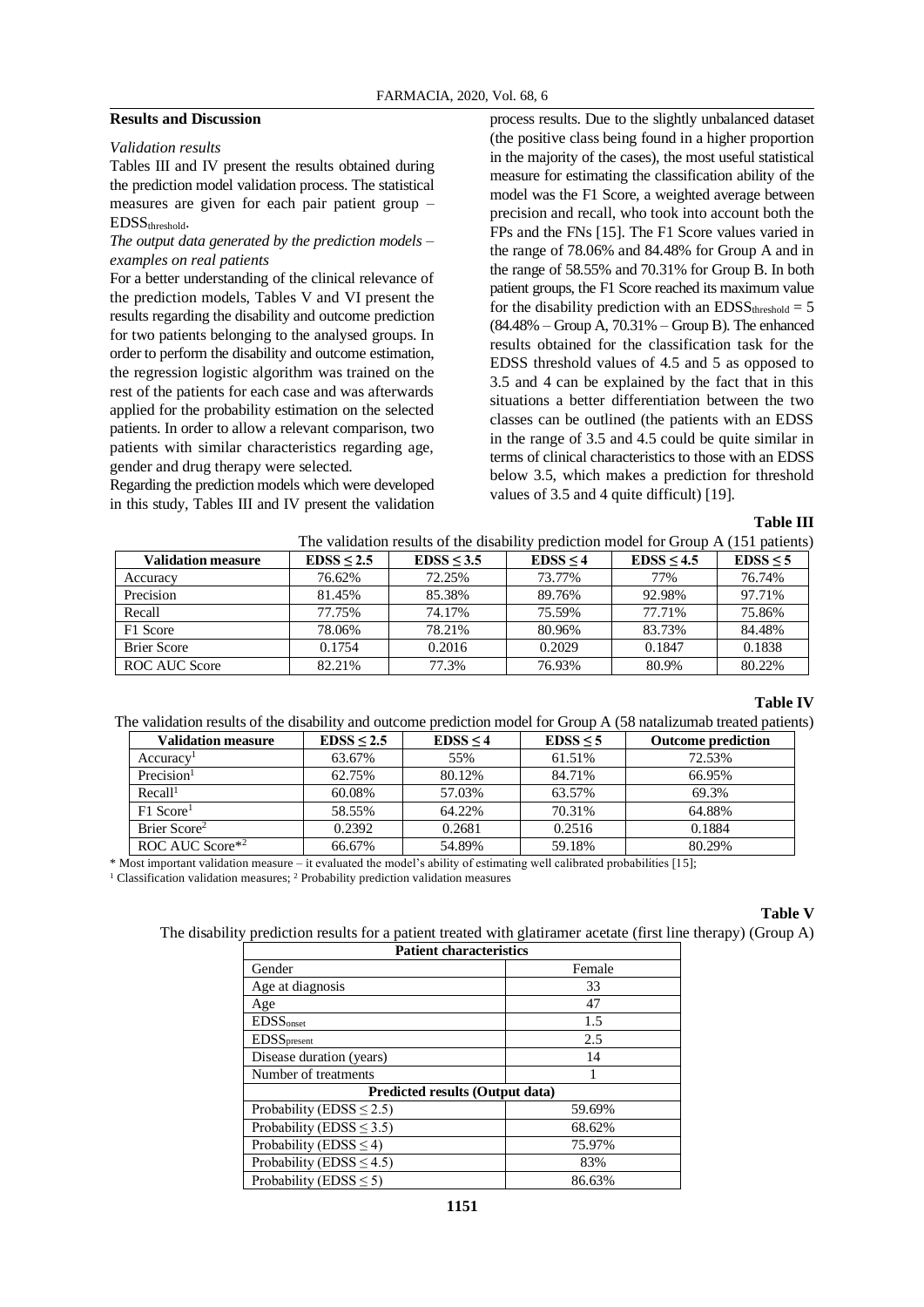## Results and Discussion

*Validation results*

Tables III and IV present the results obtained during the prediction model validation process. The statistical measures are given for each pair patient group – $EDSS_{threshold}$.

*The output data generated by the prediction models – examples on real patients*

For a better understanding of the clinical relevance of the prediction models, Tables V and VI present the results regarding the disability and outcome prediction for two patients belonging to the analysed groups. In order to perform the disability and outcome estimation, the regression logistic algorithm was trained on the rest of the patients for each case and was afterwards applied for the probability estimation on the selected patients. In order to allow a relevant comparison, two patients with similar characteristics regarding age, gender and drug therapy were selected.

Regarding the prediction models which were developed in this study, Tables III and IV present the validation process results. Due to the slightly unbalanced dataset (the positive class being found in a higher proportion in the majority of the cases), the most useful statistical measure for estimating the classification ability of the model was the F1 Score, a weighted average between precision and recall, who took into account both the FPs and the FNs [15]. The F1 Score values varied in the range of 78.06% and 84.48% for Group A and in the range of 58.55% and 70.31% for Group B. In both patient groups, the F1 Score reached its maximum value for the disability prediction with an $EDSS_{threshold} = 5$ (84.48% – Group A, 70.31% – Group B). The enhanced results obtained for the classification task for the EDSS threshold values of 4.5 and 5 as opposed to 3.5 and 4 can be explained by the fact that in this situations a better differentiation between the two classes can be outlined (the patients with an EDSS in the range of 3.5 and 4.5 could be quite similar in terms of clinical characteristics to those with an EDSS below 3.5, which makes a prediction for threshold values of 3.5 and 4 quite difficult) [19].

**Table III**

The validation results of the disability prediction model for Group A (151 patients)

| Validation measure | EDSS ≤ 2.5 | EDSS ≤ 3.5 | EDSS ≤ 4 | EDSS ≤ 4.5 | EDSS ≤ 5 |
|---|---|---|---|---|---|
| Accuracy | 76.62% | 72.25% | 73.77% | 77% | 76.74% |
| Precision | 81.45% | 85.38% | 89.76% | 92.98% | 97.71% |
| Recall | 77.75% | 74.17% | 75.59% | 77.71% | 75.86% |
| F1 Score | 78.06% | 78.21% | 80.96% | 83.73% | 84.48% |
| Brier Score | 0.1754 | 0.2016 | 0.2029 | 0.1847 | 0.1838 |
| ROC AUC Score | 82.21% | 77.3% | 76.93% | 80.9% | 80.22% |

**Table IV**

The validation results of the disability and outcome prediction model for Group A (58 natalizumab treated patients)

| Validation measure | EDSS ≤ 2.5 | EDSS ≤ 4 | EDSS ≤ 5 | Outcome prediction |
|---|---|---|---|---|
| Accuracy[1] | 63.67% | 55% | 61.51% | 72.53% |
| Precision[1] | 62.75% | 80.12% | 84.71% | 66.95% |
| Recall[1] | 60.08% | 57.03% | 63.57% | 69.3% |
| F1 Score[1] | 58.55% | 64.22% | 70.31% | 64.88% |
| Brier Score[2] | 0.2392 | 0.2681 | 0.2516 | 0.1884 |
| ROC AUC Score*[2] | 66.67% | 54.89% | 59.18% | 80.29% |

\* Most important validation measure – it evaluated the model's ability of estimating well calibrated probabilities [15];
[1] Classification validation measures; [2] Probability prediction validation measures

**Table V**

The disability prediction results for a patient treated with glatiramer acetate (first line therapy) (Group A)

| Patient characteristics | |
|---|---|
| Gender | Female |
| Age at diagnosis | 33 |
| Age | 47 |
| $EDSS_{onset}$ | 1.5 |
| $EDSS_{present}$ | 2.5 |
| Disease duration (years) | 14 |
| Number of treatments | 1 |
| **Predicted results (Output data)** | |
| Probability (EDSS ≤ 2.5) | 59.69% |
| Probability (EDSS ≤ 3.5) | 68.62% |
| Probability (EDSS ≤ 4) | 75.97% |
| Probability (EDSS ≤ 4.5) | 83% |
| Probability (EDSS ≤ 5) | 86.63% |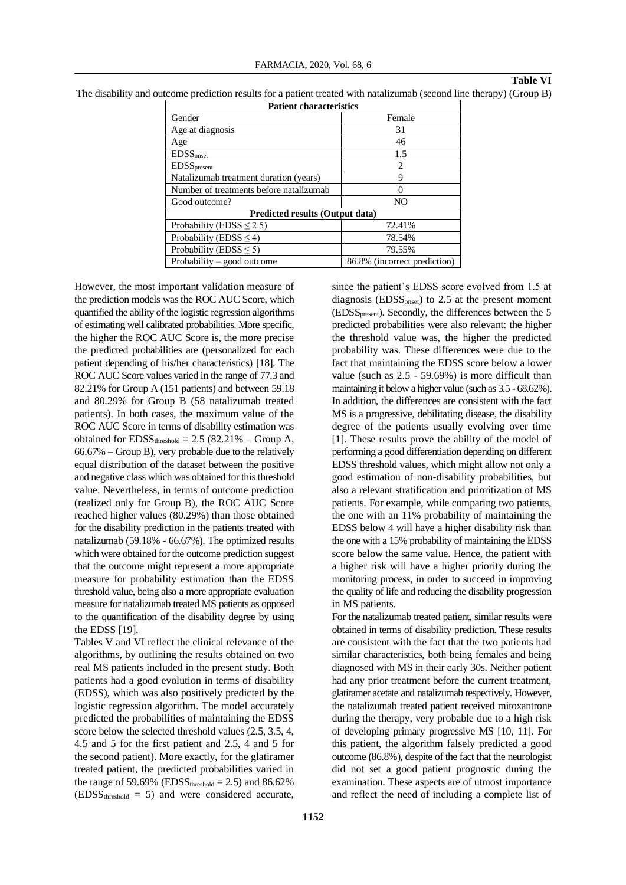**Table VI**

The disability and outcome prediction results for a patient treated with natalizumab (second line therapy) (Group B)

| **Patient characteristics** | |
|---|---|
| Gender | Female |
| Age at diagnosis | 31 |
| Age | 46 |
| $EDSS_{onset}$ | 1.5 |
| $EDSS_{present}$ | 2 |
| Natalizumab treatment duration (years) | 9 |
| Number of treatments before natalizumab | 0 |
| Good outcome? | NO |
| **Predicted results (Output data)** | |
| Probability (EDSS $\leq$ 2.5) | 72.41% |
| Probability (EDSS $\leq$ 4) | 78.54% |
| Probability (EDSS $\leq$ 5) | 79.55% |
| Probability – good outcome | 86.8% (incorrect prediction) |

However, the most important validation measure of the prediction models was the ROC AUC Score, which quantified the ability of the logistic regression algorithms of estimating well calibrated probabilities. More specific, the higher the ROC AUC Score is, the more precise the predicted probabilities are (personalized for each patient depending of his/her characteristics) [18]. The ROC AUC Score values varied in the range of 77.3 and 82.21% for Group A (151 patients) and between 59.18 and 80.29% for Group B (58 natalizumab treated patients). In both cases, the maximum value of the ROC AUC Score in terms of disability estimation was obtained for $EDSS_{threshold}$ = 2.5 (82.21% – Group A, 66.67% – Group B), very probable due to the relatively equal distribution of the dataset between the positive and negative class which was obtained for this threshold value. Nevertheless, in terms of outcome prediction (realized only for Group B), the ROC AUC Score reached higher values (80.29%) than those obtained for the disability prediction in the patients treated with natalizumab (59.18% - 66.67%). The optimized results which were obtained for the outcome prediction suggest that the outcome might represent a more appropriate measure for probability estimation than the EDSS threshold value, being also a more appropriate evaluation measure for natalizumab treated MS patients as opposed to the quantification of the disability degree by using the EDSS [19].

Tables V and VI reflect the clinical relevance of the algorithms, by outlining the results obtained on two real MS patients included in the present study. Both patients had a good evolution in terms of disability (EDSS), which was also positively predicted by the logistic regression algorithm. The model accurately predicted the probabilities of maintaining the EDSS score below the selected threshold values (2.5, 3.5, 4, 4.5 and 5 for the first patient and 2.5, 4 and 5 for the second patient). More exactly, for the glatiramer treated patient, the predicted probabilities varied in the range of 59.69% ($EDSS_{threshold}$ = 2.5) and 86.62% ($EDSS_{threshold}$ = 5) and were considered accurate, since the patient's EDSS score evolved from 1.5 at diagnosis ($EDSS_{onset}$) to 2.5 at the present moment ($EDSS_{present}$). Secondly, the differences between the 5 predicted probabilities were also relevant: the higher the threshold value was, the higher the predicted probability was. These differences were due to the fact that maintaining the EDSS score below a lower value (such as 2.5 - 59.69%) is more difficult than maintaining it below a higher value (such as 3.5 - 68.62%). In addition, the differences are consistent with the fact MS is a progressive, debilitating disease, the disability degree of the patients usually evolving over time [1]. These results prove the ability of the model of performing a good differentiation depending on different EDSS threshold values, which might allow not only a good estimation of non-disability probabilities, but also a relevant stratification and prioritization of MS patients. For example, while comparing two patients, the one with an 11% probability of maintaining the EDSS below 4 will have a higher disability risk than the one with a 15% probability of maintaining the EDSS score below the same value. Hence, the patient with a higher risk will have a higher priority during the monitoring process, in order to succeed in improving the quality of life and reducing the disability progression in MS patients.

For the natalizumab treated patient, similar results were obtained in terms of disability prediction. These results are consistent with the fact that the two patients had similar characteristics, both being females and being diagnosed with MS in their early 30s. Neither patient had any prior treatment before the current treatment, glatiramer acetate and natalizumab respectively. However, the natalizumab treated patient received mitoxantrone during the therapy, very probable due to a high risk of developing primary progressive MS [10, 11]. For this patient, the algorithm falsely predicted a good outcome (86.8%), despite of the fact that the neurologist did not set a good patient prognostic during the examination. These aspects are of utmost importance and reflect the need of including a complete list of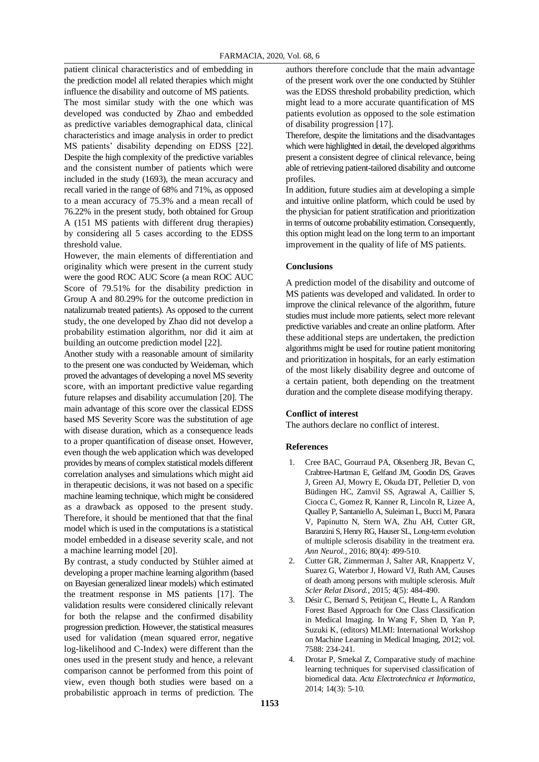patient clinical characteristics and of embedding in the prediction model all related therapies which might influence the disability and outcome of MS patients.

The most similar study with the one which was developed was conducted by Zhao and embedded as predictive variables demographical data, clinical characteristics and image analysis in order to predict MS patients' disability depending on EDSS [22]. Despite the high complexity of the predictive variables and the consistent number of patients which were included in the study (1693), the mean accuracy and recall varied in the range of 68% and 71%, as opposed to a mean accuracy of 75.3% and a mean recall of 76.22% in the present study, both obtained for Group A (151 MS patients with different drug therapies) by considering all 5 cases according to the EDSS threshold value.

However, the main elements of differentiation and originality which were present in the current study were the good ROC AUC Score (a mean ROC AUC Score of 79.51% for the disability prediction in Group A and 80.29% for the outcome prediction in natalizumab treated patients). As opposed to the current study, the one developed by Zhao did not develop a probability estimation algorithm, nor did it aim at building an outcome prediction model [22].

Another study with a reasonable amount of similarity to the present one was conducted by Weideman, which proved the advantages of developing a novel MS severity score, with an important predictive value regarding future relapses and disability accumulation [20]. The main advantage of this score over the classical EDSS based MS Severity Score was the substitution of age with disease duration, which as a consequence leads to a proper quantification of disease onset. However, even though the web application which was developed provides by means of complex statistical models different correlation analyses and simulations which might aid in therapeutic decisions, it was not based on a specific machine learning technique, which might be considered as a drawback as opposed to the present study. Therefore, it should be mentioned that that the final model which is used in the computations is a statistical model embedded in a disease severity scale, and not a machine learning model [20].

By contrast, a study conducted by Stühler aimed at developing a proper machine learning algorithm (based on Bayesian generalized linear models) which estimated the treatment response in MS patients [17]. The validation results were considered clinically relevant for both the relapse and the confirmed disability progression prediction. However, the statistical measures used for validation (mean squared error, negative log-likelihood and C-Index) were different than the ones used in the present study and hence, a relevant comparison cannot be performed from this point of view, even though both studies were based on a probabilistic approach in terms of prediction. The authors therefore conclude that the main advantage of the present work over the one conducted by Stühler was the EDSS threshold probability prediction, which might lead to a more accurate quantification of MS patients evolution as opposed to the sole estimation of disability progression [17].

Therefore, despite the limitations and the disadvantages which were highlighted in detail, the developed algorithms present a consistent degree of clinical relevance, being able of retrieving patient-tailored disability and outcome profiles.

In addition, future studies aim at developing a simple and intuitive online platform, which could be used by the physician for patient stratification and prioritization in terms of outcome probability estimation. Consequently, this option might lead on the long term to an important improvement in the quality of life of MS patients.

## Conclusions

A prediction model of the disability and outcome of MS patients was developed and validated. In order to improve the clinical relevance of the algorithm, future studies must include more patients, select more relevant predictive variables and create an online platform. After these additional steps are undertaken, the prediction algorithms might be used for routine patient monitoring and prioritization in hospitals, for an early estimation of the most likely disability degree and outcome of a certain patient, both depending on the treatment duration and the complete disease modifying therapy.

## Conflict of interest

The authors declare no conflict of interest.

## References

1. Cree BAC, Gourraud PA, Oksenberg JR, Bevan C, Crabtree-Hartman E, Gelfand JM, Goodin DS, Graves J, Green AJ, Mowry E, Okuda DT, Pelletier D, von Büdingen HC, Zamvil SS, Agrawal A, Caillier S, Ciocca C, Gomez R, Kanner R, Lincoln R, Lizee A, Qualley P, Santaniello A, Suleiman L, Bucci M, Panara V, Papinutto N, Stern WA, Zhu AH, Cutter GR, Baranzini S, Henry RG, Hauser SL, Long-term evolution of multiple sclerosis disability in the treatment era. *Ann Neurol.*, 2016; 80(4): 499-510.
2. Cutter GR, Zimmerman J, Salter AR, Knappertz V, Suarez G, Waterbor J, Howard VJ, Ruth AM, Causes of death among persons with multiple sclerosis. *Mult Scler Relat Disord.*, 2015; 4(5): 484-490.
3. Désir C, Bernard S, Petitjean C, Heutte L, A Random Forest Based Approach for One Class Classification in Medical Imaging. In Wang F, Shen D, Yan P, Suzuki K, (editors) MLMI: International Workshop on Machine Learning in Medical Imaging, 2012; vol. 7588: 234-241.
4. Drotar P, Smekal Z, Comparative study of machine learning techniques for supervised classification of biomedical data. *Acta Electrotechnica et Informatica*, 2014; 14(3): 5-10.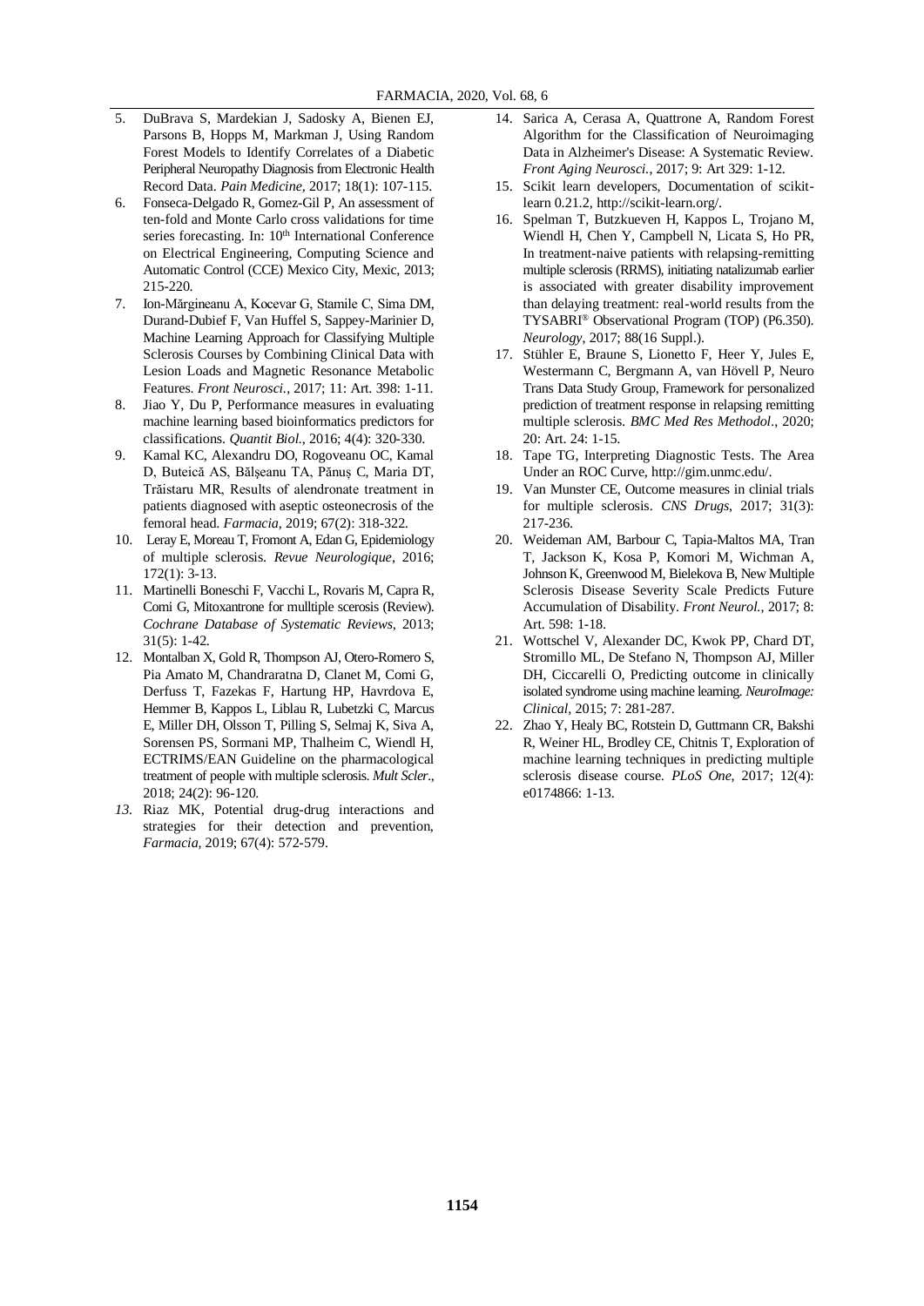5. DuBrava S, Mardekian J, Sadosky A, Bienen EJ, Parsons B, Hopps M, Markman J, Using Random Forest Models to Identify Correlates of a Diabetic Peripheral Neuropathy Diagnosis from Electronic Health Record Data. *Pain Medicine*, 2017; 18(1): 107-115.
6. Fonseca-Delgado R, Gomez-Gil P, An assessment of ten-fold and Monte Carlo cross validations for time series forecasting. In: 10th International Conference on Electrical Engineering, Computing Science and Automatic Control (CCE) Mexico City, Mexic, 2013; 215-220.
7. Ion-Mărgineanu A, Kocevar G, Stamile C, Sima DM, Durand-Dubief F, Van Huffel S, Sappey-Marinier D, Machine Learning Approach for Classifying Multiple Sclerosis Courses by Combining Clinical Data with Lesion Loads and Magnetic Resonance Metabolic Features. *Front Neurosci.*, 2017; 11: Art. 398: 1-11.
8. Jiao Y, Du P, Performance measures in evaluating machine learning based bioinformatics predictors for classifications. *Quantit Biol.*, 2016; 4(4): 320-330.
9. Kamal KC, Alexandru DO, Rogoveanu OC, Kamal D, Buteică AS, Bălşeanu TA, Pănuş C, Maria DT, Trăistaru MR, Results of alendronate treatment in patients diagnosed with aseptic osteonecrosis of the femoral head. *Farmacia*, 2019; 67(2): 318-322.
10. Leray E, Moreau T, Fromont A, Edan G, Epidemiology of multiple sclerosis. *Revue Neurologique*, 2016; 172(1): 3-13.
11. Martinelli Boneschi F, Vacchi L, Rovaris M, Capra R, Comi G, Mitoxantrone for mulltiple scerosis (Review). *Cochrane Database of Systematic Reviews*, 2013; 31(5): 1-42.
12. Montalban X, Gold R, Thompson AJ, Otero-Romero S, Pia Amato M, Chandraratna D, Clanet M, Comi G, Derfuss T, Fazekas F, Hartung HP, Havrdova E, Hemmer B, Kappos L, Liblau R, Lubetzki C, Marcus E, Miller DH, Olsson T, Pilling S, Selmaj K, Siva A, Sorensen PS, Sormani MP, Thalheim C, Wiendl H, ECTRIMS/EAN Guideline on the pharmacological treatment of people with multiple sclerosis. *Mult Scler.*, 2018; 24(2): 96-120.
13. Riaz MK, Potential drug-drug interactions and strategies for their detection and prevention, *Farmacia*, 2019; 67(4): 572-579.
14. Sarica A, Cerasa A, Quattrone A, Random Forest Algorithm for the Classification of Neuroimaging Data in Alzheimer's Disease: A Systematic Review. *Front Aging Neurosci.*, 2017; 9: Art 329: 1-12.
15. Scikit learn developers, Documentation of scikit-learn 0.21.2, http://scikit-learn.org/.
16. Spelman T, Butzkueven H, Kappos L, Trojano M, Wiendl H, Chen Y, Campbell N, Licata S, Ho PR, In treatment-naive patients with relapsing-remitting multiple sclerosis (RRMS), initiating natalizumab earlier is associated with greater disability improvement than delaying treatment: real-world results from the TYSABRI® Observational Program (TOP) (P6.350). *Neurology*, 2017; 88(16 Suppl.).
17. Stühler E, Braune S, Lionetto F, Heer Y, Jules E, Westermann C, Bergmann A, van Hövell P, Neuro Trans Data Study Group, Framework for personalized prediction of treatment response in relapsing remitting multiple sclerosis. *BMC Med Res Methodol*., 2020; 20: Art. 24: 1-15.
18. Tape TG, Interpreting Diagnostic Tests. The Area Under an ROC Curve, http://gim.unmc.edu/.
19. Van Munster CE, Outcome measures in clinial trials for multiple sclerosis. *CNS Drugs*, 2017; 31(3): 217-236.
20. Weideman AM, Barbour C, Tapia-Maltos MA, Tran T, Jackson K, Kosa P, Komori M, Wichman A, Johnson K, Greenwood M, Bielekova B, New Multiple Sclerosis Disease Severity Scale Predicts Future Accumulation of Disability. *Front Neurol.*, 2017; 8: Art. 598: 1-18.
21. Wottschel V, Alexander DC, Kwok PP, Chard DT, Stromillo ML, De Stefano N, Thompson AJ, Miller DH, Ciccarelli O, Predicting outcome in clinically isolated syndrome using machine learning. *NeuroImage: Clinical*, 2015; 7: 281-287.
22. Zhao Y, Healy BC, Rotstein D, Guttmann CR, Bakshi R, Weiner HL, Brodley CE, Chitnis T, Exploration of machine learning techniques in predicting multiple sclerosis disease course. *PLoS One*, 2017; 12(4): e0174866: 1-13.